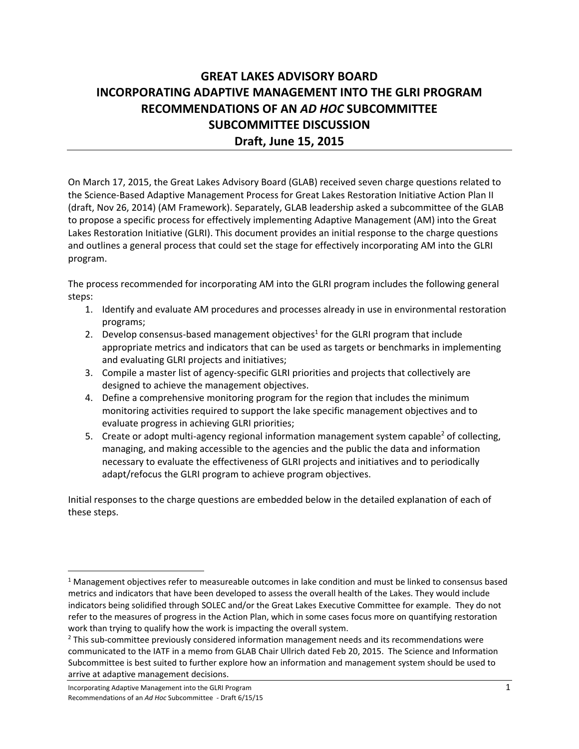# GREAT LAKES ADVISORY BOARD
# INCORPORATING ADAPTIVE MANAGEMENT INTO THE GLRI PROGRAM
# RECOMMENDATIONS OF AN *AD HOC* SUBCOMMITTEE
# SUBCOMMITTEE DISCUSSION
# Draft, June 15, 2015

On March 17, 2015, the Great Lakes Advisory Board (GLAB) received seven charge questions related to the Science-Based Adaptive Management Process for Great Lakes Restoration Initiative Action Plan II (draft, Nov 26, 2014) (AM Framework). Separately, GLAB leadership asked a subcommittee of the GLAB to propose a specific process for effectively implementing Adaptive Management (AM) into the Great Lakes Restoration Initiative (GLRI). This document provides an initial response to the charge questions and outlines a general process that could set the stage for effectively incorporating AM into the GLRI program.

The process recommended for incorporating AM into the GLRI program includes the following general steps:

1. Identify and evaluate AM procedures and processes already in use in environmental restoration programs;
2. Develop consensus-based management objectives[1] for the GLRI program that include appropriate metrics and indicators that can be used as targets or benchmarks in implementing and evaluating GLRI projects and initiatives;
3. Compile a master list of agency-specific GLRI priorities and projects that collectively are designed to achieve the management objectives.
4. Define a comprehensive monitoring program for the region that includes the minimum monitoring activities required to support the lake specific management objectives and to evaluate progress in achieving GLRI priorities;
5. Create or adopt multi-agency regional information management system capable[2] of collecting, managing, and making accessible to the agencies and the public the data and information necessary to evaluate the effectiveness of GLRI projects and initiatives and to periodically adapt/refocus the GLRI program to achieve program objectives.

Initial responses to the charge questions are embedded below in the detailed explanation of each of these steps.

---

[1] Management objectives refer to measureable outcomes in lake condition and must be linked to consensus based metrics and indicators that have been developed to assess the overall health of the Lakes. They would include indicators being solidified through SOLEC and/or the Great Lakes Executive Committee for example. They do not refer to the measures of progress in the Action Plan, which in some cases focus more on quantifying restoration work than trying to qualify how the work is impacting the overall system.

[2] This sub-committee previously considered information management needs and its recommendations were communicated to the IATF in a memo from GLAB Chair Ullrich dated Feb 20, 2015. The Science and Information Subcommittee is best suited to further explore how an information and management system should be used to arrive at adaptive management decisions.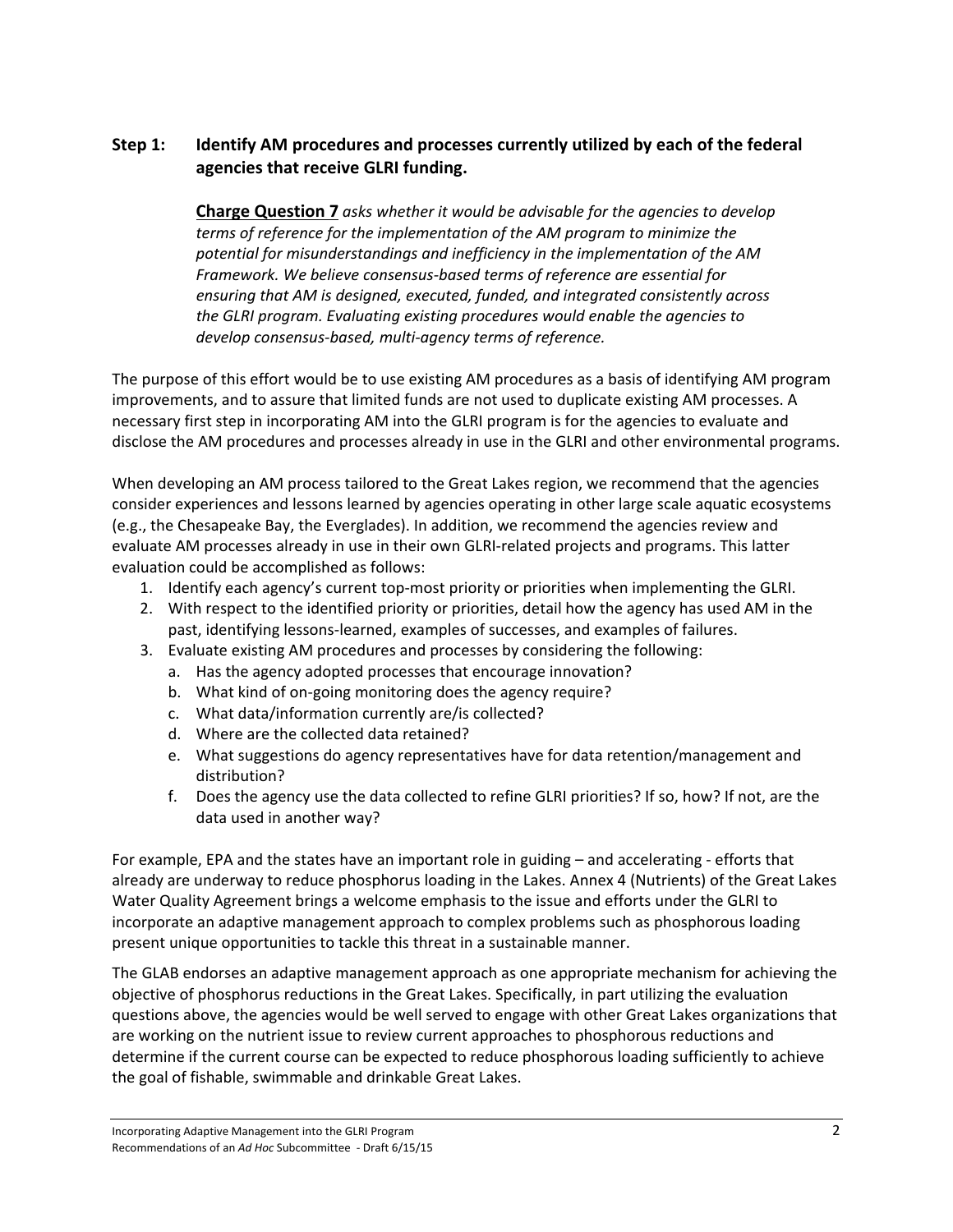### Step 1: Identify AM procedures and processes currently utilized by each of the federal agencies that receive GLRI funding.

> ***Charge Question 7*** *asks whether it would be advisable for the agencies to develop terms of reference for the implementation of the AM program to minimize the potential for misunderstandings and inefficiency in the implementation of the AM Framework. We believe consensus-based terms of reference are essential for ensuring that AM is designed, executed, funded, and integrated consistently across the GLRI program. Evaluating existing procedures would enable the agencies to develop consensus-based, multi-agency terms of reference.*

The purpose of this effort would be to use existing AM procedures as a basis of identifying AM program improvements, and to assure that limited funds are not used to duplicate existing AM processes. A necessary first step in incorporating AM into the GLRI program is for the agencies to evaluate and disclose the AM procedures and processes already in use in the GLRI and other environmental programs.

When developing an AM process tailored to the Great Lakes region, we recommend that the agencies consider experiences and lessons learned by agencies operating in other large scale aquatic ecosystems (e.g., the Chesapeake Bay, the Everglades). In addition, we recommend the agencies review and evaluate AM processes already in use in their own GLRI-related projects and programs. This latter evaluation could be accomplished as follows:

1. Identify each agency's current top-most priority or priorities when implementing the GLRI.
2. With respect to the identified priority or priorities, detail how the agency has used AM in the past, identifying lessons-learned, examples of successes, and examples of failures.
3. Evaluate existing AM procedures and processes by considering the following:
   a. Has the agency adopted processes that encourage innovation?
   b. What kind of on-going monitoring does the agency require?
   c. What data/information currently are/is collected?
   d. Where are the collected data retained?
   e. What suggestions do agency representatives have for data retention/management and distribution?
   f. Does the agency use the data collected to refine GLRI priorities? If so, how? If not, are the data used in another way?

For example, EPA and the states have an important role in guiding – and accelerating - efforts that already are underway to reduce phosphorus loading in the Lakes. Annex 4 (Nutrients) of the Great Lakes Water Quality Agreement brings a welcome emphasis to the issue and efforts under the GLRI to incorporate an adaptive management approach to complex problems such as phosphorous loading present unique opportunities to tackle this threat in a sustainable manner.

The GLAB endorses an adaptive management approach as one appropriate mechanism for achieving the objective of phosphorus reductions in the Great Lakes. Specifically, in part utilizing the evaluation questions above, the agencies would be well served to engage with other Great Lakes organizations that are working on the nutrient issue to review current approaches to phosphorous reductions and determine if the current course can be expected to reduce phosphorous loading sufficiently to achieve the goal of fishable, swimmable and drinkable Great Lakes.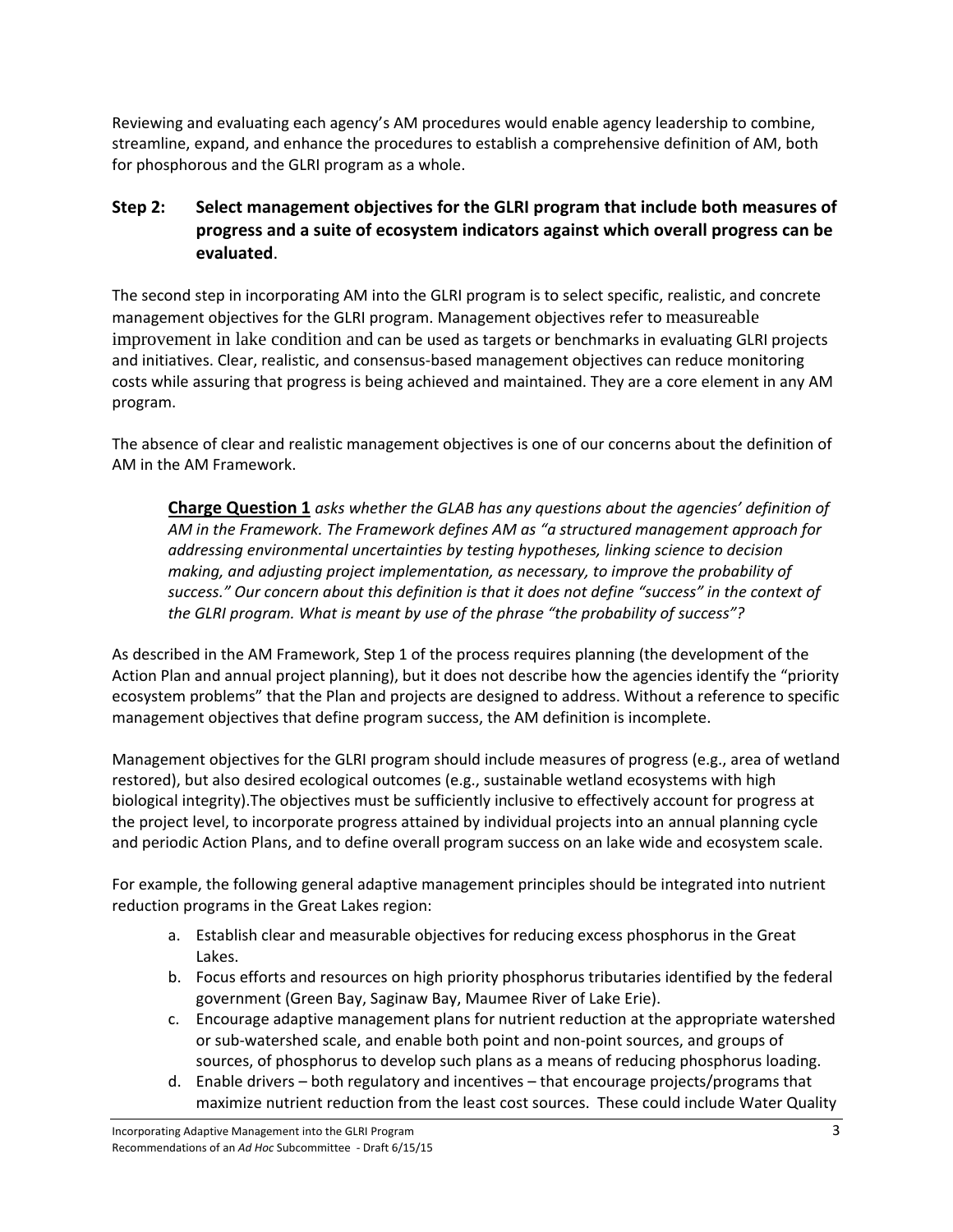Reviewing and evaluating each agency's AM procedures would enable agency leadership to combine, streamline, expand, and enhance the procedures to establish a comprehensive definition of AM, both for phosphorous and the GLRI program as a whole.

### Step 2: Select management objectives for the GLRI program that include both measures of progress and a suite of ecosystem indicators against which overall progress can be evaluated.

The second step in incorporating AM into the GLRI program is to select specific, realistic, and concrete management objectives for the GLRI program. Management objectives refer to measureable improvement in lake condition and can be used as targets or benchmarks in evaluating GLRI projects and initiatives. Clear, realistic, and consensus-based management objectives can reduce monitoring costs while assuring that progress is being achieved and maintained. They are a core element in any AM program.

The absence of clear and realistic management objectives is one of our concerns about the definition of AM in the AM Framework.

> **Charge Question 1** *asks whether the GLAB has any questions about the agencies' definition of AM in the Framework. The Framework defines AM as "a structured management approach for addressing environmental uncertainties by testing hypotheses, linking science to decision making, and adjusting project implementation, as necessary, to improve the probability of success." Our concern about this definition is that it does not define "success" in the context of the GLRI program. What is meant by use of the phrase "the probability of success"?*

As described in the AM Framework, Step 1 of the process requires planning (the development of the Action Plan and annual project planning), but it does not describe how the agencies identify the "priority ecosystem problems" that the Plan and projects are designed to address. Without a reference to specific management objectives that define program success, the AM definition is incomplete.

Management objectives for the GLRI program should include measures of progress (e.g., area of wetland restored), but also desired ecological outcomes (e.g., sustainable wetland ecosystems with high biological integrity).The objectives must be sufficiently inclusive to effectively account for progress at the project level, to incorporate progress attained by individual projects into an annual planning cycle and periodic Action Plans, and to define overall program success on an lake wide and ecosystem scale.

For example, the following general adaptive management principles should be integrated into nutrient reduction programs in the Great Lakes region:

a. Establish clear and measurable objectives for reducing excess phosphorus in the Great Lakes.
b. Focus efforts and resources on high priority phosphorus tributaries identified by the federal government (Green Bay, Saginaw Bay, Maumee River of Lake Erie).
c. Encourage adaptive management plans for nutrient reduction at the appropriate watershed or sub-watershed scale, and enable both point and non-point sources, and groups of sources, of phosphorus to develop such plans as a means of reducing phosphorus loading.
d. Enable drivers – both regulatory and incentives – that encourage projects/programs that maximize nutrient reduction from the least cost sources. These could include Water Quality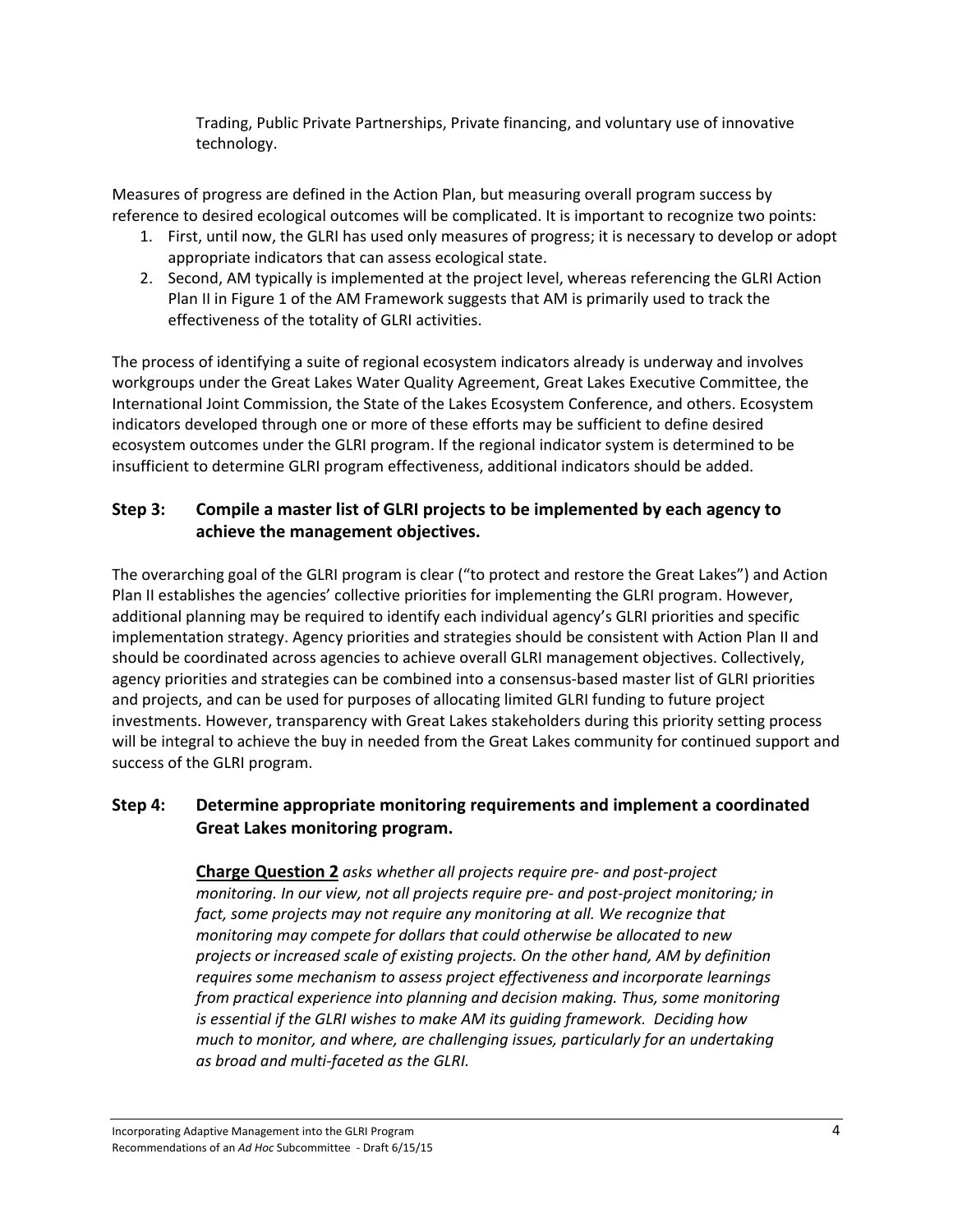Trading, Public Private Partnerships, Private financing, and voluntary use of innovative technology.

Measures of progress are defined in the Action Plan, but measuring overall program success by reference to desired ecological outcomes will be complicated. It is important to recognize two points:

1. First, until now, the GLRI has used only measures of progress; it is necessary to develop or adopt appropriate indicators that can assess ecological state.
2. Second, AM typically is implemented at the project level, whereas referencing the GLRI Action Plan II in Figure 1 of the AM Framework suggests that AM is primarily used to track the effectiveness of the totality of GLRI activities.

The process of identifying a suite of regional ecosystem indicators already is underway and involves workgroups under the Great Lakes Water Quality Agreement, Great Lakes Executive Committee, the International Joint Commission, the State of the Lakes Ecosystem Conference, and others. Ecosystem indicators developed through one or more of these efforts may be sufficient to define desired ecosystem outcomes under the GLRI program. If the regional indicator system is determined to be insufficient to determine GLRI program effectiveness, additional indicators should be added.

### Step 3: Compile a master list of GLRI projects to be implemented by each agency to achieve the management objectives.

The overarching goal of the GLRI program is clear ("to protect and restore the Great Lakes") and Action Plan II establishes the agencies' collective priorities for implementing the GLRI program. However, additional planning may be required to identify each individual agency's GLRI priorities and specific implementation strategy. Agency priorities and strategies should be consistent with Action Plan II and should be coordinated across agencies to achieve overall GLRI management objectives. Collectively, agency priorities and strategies can be combined into a consensus-based master list of GLRI priorities and projects, and can be used for purposes of allocating limited GLRI funding to future project investments. However, transparency with Great Lakes stakeholders during this priority setting process will be integral to achieve the buy in needed from the Great Lakes community for continued support and success of the GLRI program.

### Step 4: Determine appropriate monitoring requirements and implement a coordinated Great Lakes monitoring program.

> **<u>Charge Question 2</u>** *asks whether all projects require pre- and post-project monitoring. In our view, not all projects require pre- and post-project monitoring; in fact, some projects may not require any monitoring at all. We recognize that monitoring may compete for dollars that could otherwise be allocated to new projects or increased scale of existing projects. On the other hand, AM by definition requires some mechanism to assess project effectiveness and incorporate learnings from practical experience into planning and decision making. Thus, some monitoring is essential if the GLRI wishes to make AM its guiding framework. Deciding how much to monitor, and where, are challenging issues, particularly for an undertaking as broad and multi-faceted as the GLRI.*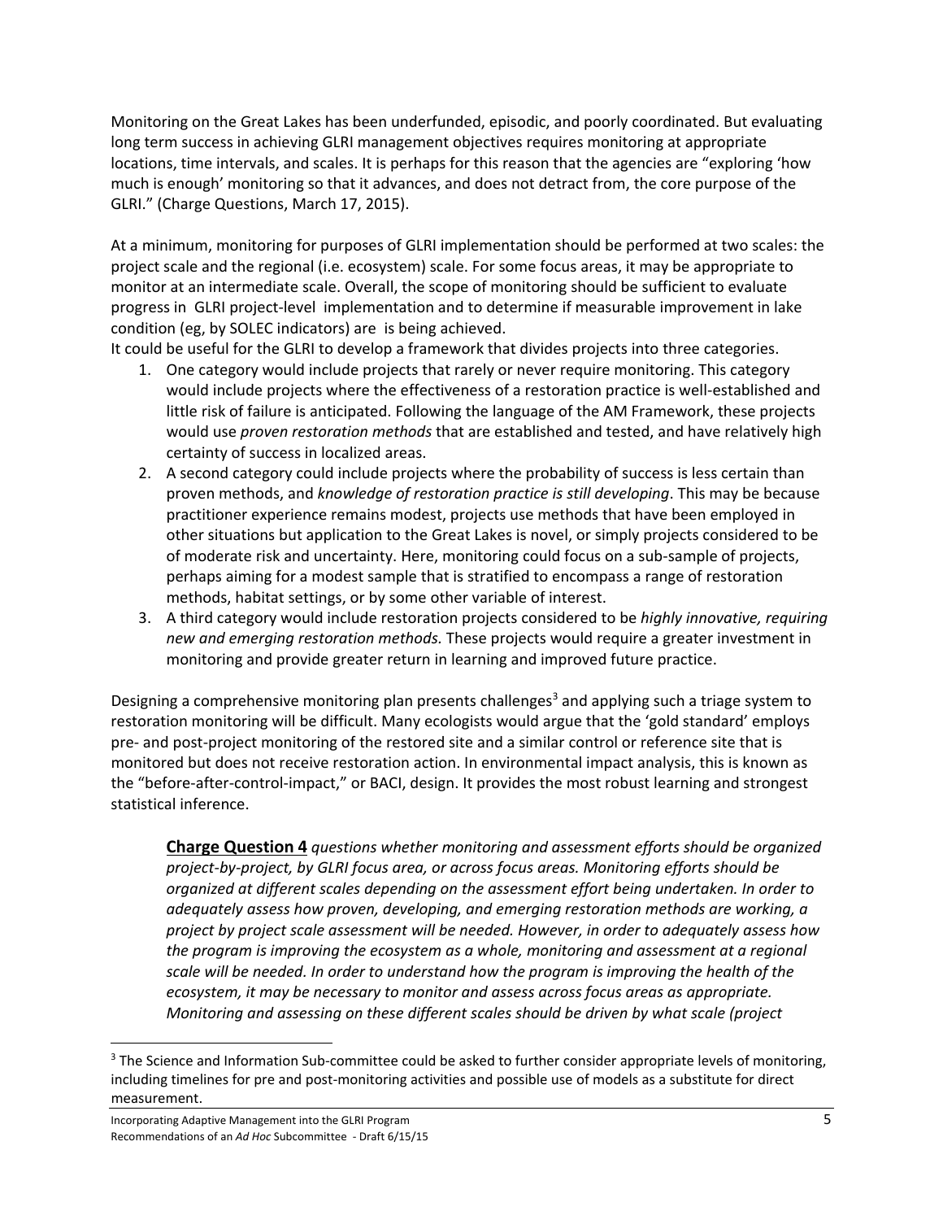Monitoring on the Great Lakes has been underfunded, episodic, and poorly coordinated. But evaluating long term success in achieving GLRI management objectives requires monitoring at appropriate locations, time intervals, and scales. It is perhaps for this reason that the agencies are "exploring 'how much is enough' monitoring so that it advances, and does not detract from, the core purpose of the GLRI." (Charge Questions, March 17, 2015).

At a minimum, monitoring for purposes of GLRI implementation should be performed at two scales: the project scale and the regional (i.e. ecosystem) scale. For some focus areas, it may be appropriate to monitor at an intermediate scale. Overall, the scope of monitoring should be sufficient to evaluate progress in GLRI project-level implementation and to determine if measurable improvement in lake condition (eg, by SOLEC indicators) are is being achieved.

It could be useful for the GLRI to develop a framework that divides projects into three categories.

1. One category would include projects that rarely or never require monitoring. This category would include projects where the effectiveness of a restoration practice is well-established and little risk of failure is anticipated. Following the language of the AM Framework, these projects would use *proven restoration methods* that are established and tested, and have relatively high certainty of success in localized areas.
2. A second category could include projects where the probability of success is less certain than proven methods, and *knowledge of restoration practice is still developing*. This may be because practitioner experience remains modest, projects use methods that have been employed in other situations but application to the Great Lakes is novel, or simply projects considered to be of moderate risk and uncertainty. Here, monitoring could focus on a sub-sample of projects, perhaps aiming for a modest sample that is stratified to encompass a range of restoration methods, habitat settings, or by some other variable of interest.
3. A third category would include restoration projects considered to be *highly innovative, requiring new and emerging restoration methods.* These projects would require a greater investment in monitoring and provide greater return in learning and improved future practice.

Designing a comprehensive monitoring plan presents challenges[3] and applying such a triage system to restoration monitoring will be difficult. Many ecologists would argue that the 'gold standard' employs pre- and post-project monitoring of the restored site and a similar control or reference site that is monitored but does not receive restoration action. In environmental impact analysis, this is known as the "before-after-control-impact," or BACI, design. It provides the most robust learning and strongest statistical inference.

> **Charge Question 4** *questions whether monitoring and assessment efforts should be organized project-by-project, by GLRI focus area, or across focus areas. Monitoring efforts should be organized at different scales depending on the assessment effort being undertaken. In order to adequately assess how proven, developing, and emerging restoration methods are working, a project by project scale assessment will be needed. However, in order to adequately assess how the program is improving the ecosystem as a whole, monitoring and assessment at a regional scale will be needed. In order to understand how the program is improving the health of the ecosystem, it may be necessary to monitor and assess across focus areas as appropriate. Monitoring and assessing on these different scales should be driven by what scale (project*

[3] The Science and Information Sub-committee could be asked to further consider appropriate levels of monitoring, including timelines for pre and post-monitoring activities and possible use of models as a substitute for direct measurement.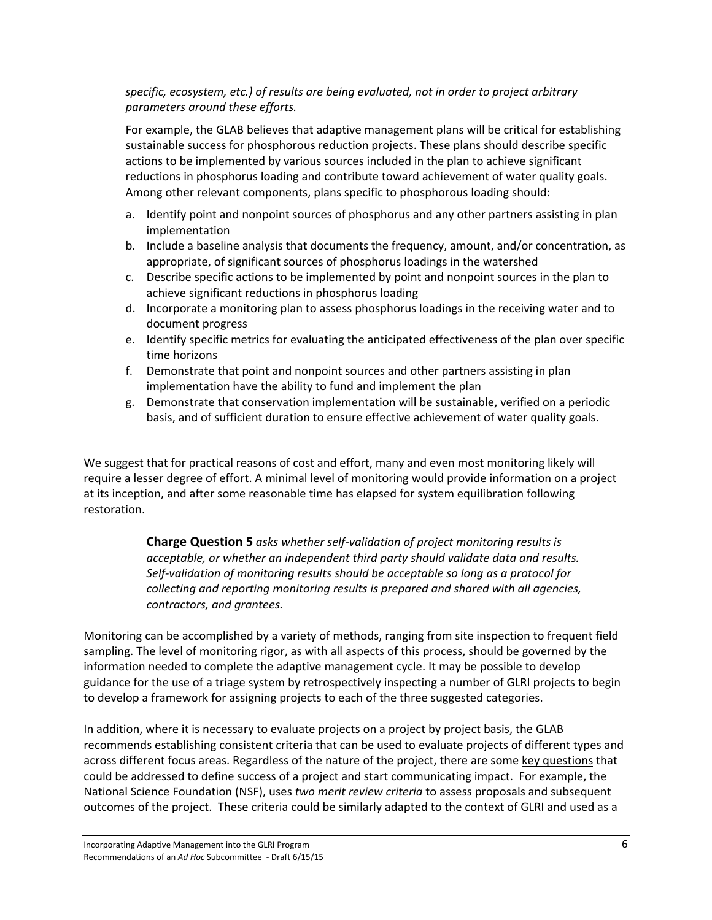*specific, ecosystem, etc.) of results are being evaluated, not in order to project arbitrary parameters around these efforts.*

For example, the GLAB believes that adaptive management plans will be critical for establishing sustainable success for phosphorous reduction projects. These plans should describe specific actions to be implemented by various sources included in the plan to achieve significant reductions in phosphorus loading and contribute toward achievement of water quality goals. Among other relevant components, plans specific to phosphorous loading should:

a. Identify point and nonpoint sources of phosphorus and any other partners assisting in plan implementation
b. Include a baseline analysis that documents the frequency, amount, and/or concentration, as appropriate, of significant sources of phosphorus loadings in the watershed
c. Describe specific actions to be implemented by point and nonpoint sources in the plan to achieve significant reductions in phosphorus loading
d. Incorporate a monitoring plan to assess phosphorus loadings in the receiving water and to document progress
e. Identify specific metrics for evaluating the anticipated effectiveness of the plan over specific time horizons
f. Demonstrate that point and nonpoint sources and other partners assisting in plan implementation have the ability to fund and implement the plan
g. Demonstrate that conservation implementation will be sustainable, verified on a periodic basis, and of sufficient duration to ensure effective achievement of water quality goals.

We suggest that for practical reasons of cost and effort, many and even most monitoring likely will require a lesser degree of effort. A minimal level of monitoring would provide information on a project at its inception, and after some reasonable time has elapsed for system equilibration following restoration.

> **Charge Question 5** *asks whether self-validation of project monitoring results is acceptable, or whether an independent third party should validate data and results. Self-validation of monitoring results should be acceptable so long as a protocol for collecting and reporting monitoring results is prepared and shared with all agencies, contractors, and grantees.*

Monitoring can be accomplished by a variety of methods, ranging from site inspection to frequent field sampling. The level of monitoring rigor, as with all aspects of this process, should be governed by the information needed to complete the adaptive management cycle. It may be possible to develop guidance for the use of a triage system by retrospectively inspecting a number of GLRI projects to begin to develop a framework for assigning projects to each of the three suggested categories.

In addition, where it is necessary to evaluate projects on a project by project basis, the GLAB recommends establishing consistent criteria that can be used to evaluate projects of different types and across different focus areas. Regardless of the nature of the project, there are some key questions that could be addressed to define success of a project and start communicating impact. For example, the National Science Foundation (NSF), uses *two merit review criteria* to assess proposals and subsequent outcomes of the project. These criteria could be similarly adapted to the context of GLRI and used as a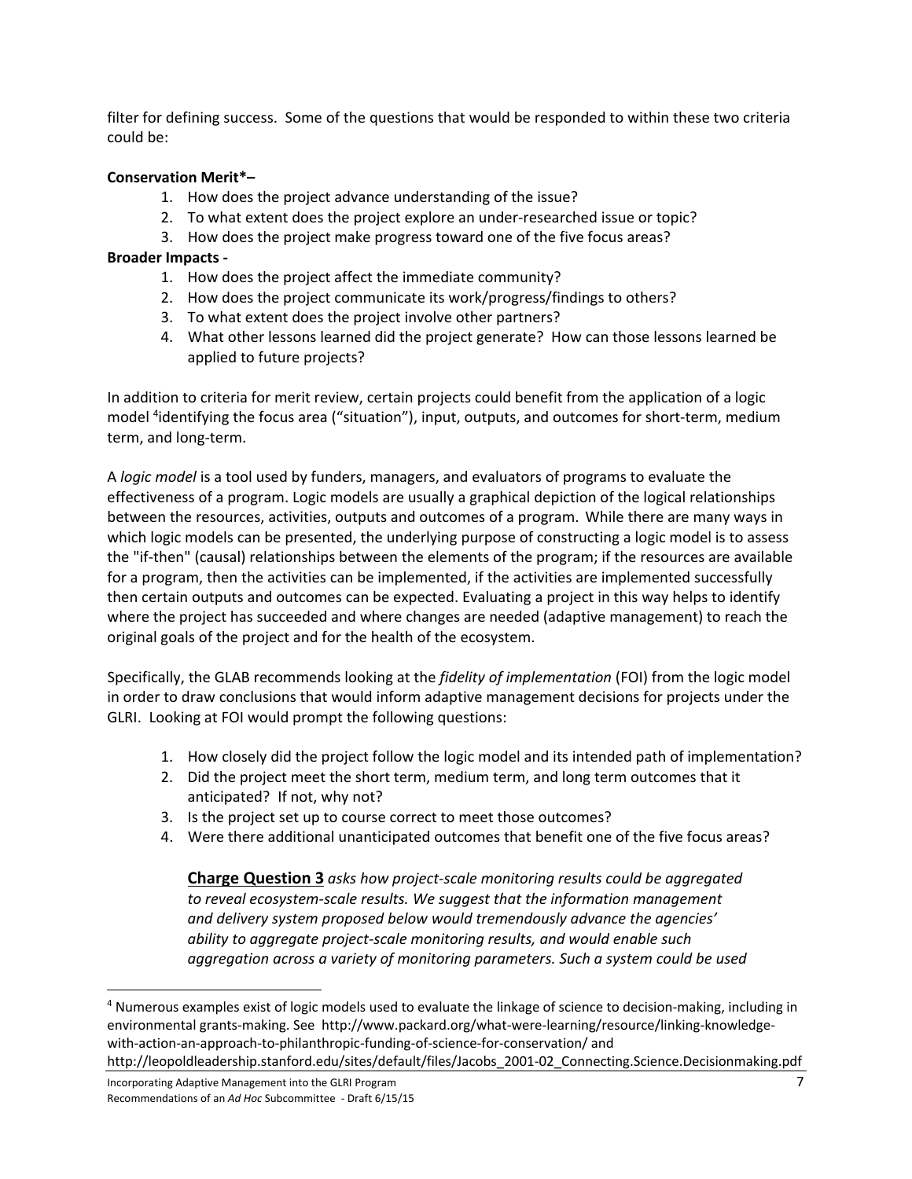filter for defining success. Some of the questions that would be responded to within these two criteria could be:

**Conservation Merit*–**

1. How does the project advance understanding of the issue?
2. To what extent does the project explore an under-researched issue or topic?
3. How does the project make progress toward one of the five focus areas?

**Broader Impacts -**

1. How does the project affect the immediate community?
2. How does the project communicate its work/progress/findings to others?
3. To what extent does the project involve other partners?
4. What other lessons learned did the project generate? How can those lessons learned be applied to future projects?

In addition to criteria for merit review, certain projects could benefit from the application of a logic model [4]identifying the focus area ("situation"), input, outputs, and outcomes for short-term, medium term, and long-term.

A *logic model* is a tool used by funders, managers, and evaluators of programs to evaluate the effectiveness of a program. Logic models are usually a graphical depiction of the logical relationships between the resources, activities, outputs and outcomes of a program. While there are many ways in which logic models can be presented, the underlying purpose of constructing a logic model is to assess the "if-then" (causal) relationships between the elements of the program; if the resources are available for a program, then the activities can be implemented, if the activities are implemented successfully then certain outputs and outcomes can be expected. Evaluating a project in this way helps to identify where the project has succeeded and where changes are needed (adaptive management) to reach the original goals of the project and for the health of the ecosystem.

Specifically, the GLAB recommends looking at the *fidelity of implementation* (FOI) from the logic model in order to draw conclusions that would inform adaptive management decisions for projects under the GLRI. Looking at FOI would prompt the following questions:

1. How closely did the project follow the logic model and its intended path of implementation?
2. Did the project meet the short term, medium term, and long term outcomes that it anticipated? If not, why not?
3. Is the project set up to course correct to meet those outcomes?
4. Were there additional unanticipated outcomes that benefit one of the five focus areas?

> **Charge Question 3** *asks how project-scale monitoring results could be aggregated to reveal ecosystem-scale results. We suggest that the information management and delivery system proposed below would tremendously advance the agencies' ability to aggregate project-scale monitoring results, and would enable such aggregation across a variety of monitoring parameters. Such a system could be used*

---

[4] Numerous examples exist of logic models used to evaluate the linkage of science to decision-making, including in environmental grants-making. See http://www.packard.org/what-were-learning/resource/linking-knowledge-with-action-an-approach-to-philanthropic-funding-of-science-for-conservation/ and http://leopoldleadership.stanford.edu/sites/default/files/Jacobs_2001-02_Connecting.Science.Decisionmaking.pdf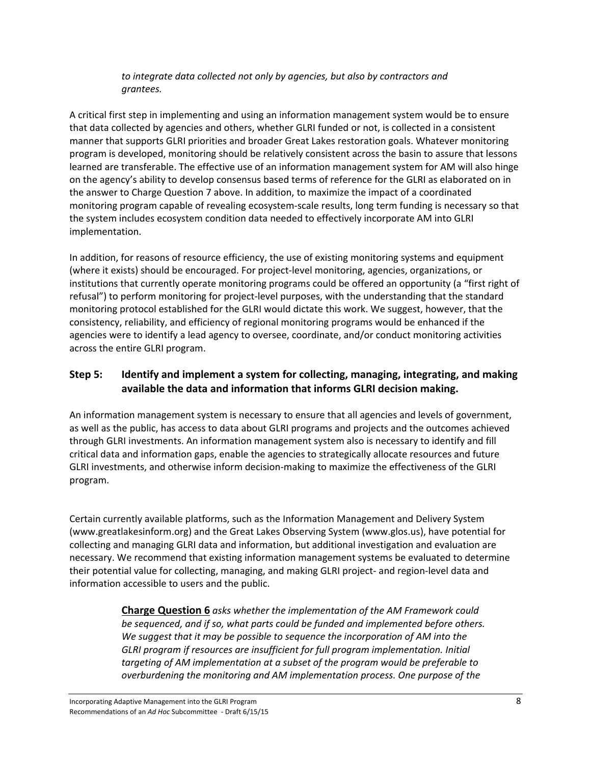*to integrate data collected not only by agencies, but also by contractors and grantees.*

A critical first step in implementing and using an information management system would be to ensure that data collected by agencies and others, whether GLRI funded or not, is collected in a consistent manner that supports GLRI priorities and broader Great Lakes restoration goals. Whatever monitoring program is developed, monitoring should be relatively consistent across the basin to assure that lessons learned are transferable. The effective use of an information management system for AM will also hinge on the agency's ability to develop consensus based terms of reference for the GLRI as elaborated on in the answer to Charge Question 7 above. In addition, to maximize the impact of a coordinated monitoring program capable of revealing ecosystem-scale results, long term funding is necessary so that the system includes ecosystem condition data needed to effectively incorporate AM into GLRI implementation.

In addition, for reasons of resource efficiency, the use of existing monitoring systems and equipment (where it exists) should be encouraged. For project-level monitoring, agencies, organizations, or institutions that currently operate monitoring programs could be offered an opportunity (a "first right of refusal") to perform monitoring for project-level purposes, with the understanding that the standard monitoring protocol established for the GLRI would dictate this work. We suggest, however, that the consistency, reliability, and efficiency of regional monitoring programs would be enhanced if the agencies were to identify a lead agency to oversee, coordinate, and/or conduct monitoring activities across the entire GLRI program.

## Step 5: Identify and implement a system for collecting, managing, integrating, and making available the data and information that informs GLRI decision making.

An information management system is necessary to ensure that all agencies and levels of government, as well as the public, has access to data about GLRI programs and projects and the outcomes achieved through GLRI investments. An information management system also is necessary to identify and fill critical data and information gaps, enable the agencies to strategically allocate resources and future GLRI investments, and otherwise inform decision-making to maximize the effectiveness of the GLRI program.

Certain currently available platforms, such as the Information Management and Delivery System (www.greatlakesinform.org) and the Great Lakes Observing System (www.glos.us), have potential for collecting and managing GLRI data and information, but additional investigation and evaluation are necessary. We recommend that existing information management systems be evaluated to determine their potential value for collecting, managing, and making GLRI project- and region-level data and information accessible to users and the public.

> **Charge Question 6** *asks whether the implementation of the AM Framework could be sequenced, and if so, what parts could be funded and implemented before others. We suggest that it may be possible to sequence the incorporation of AM into the GLRI program if resources are insufficient for full program implementation. Initial targeting of AM implementation at a subset of the program would be preferable to overburdening the monitoring and AM implementation process. One purpose of the*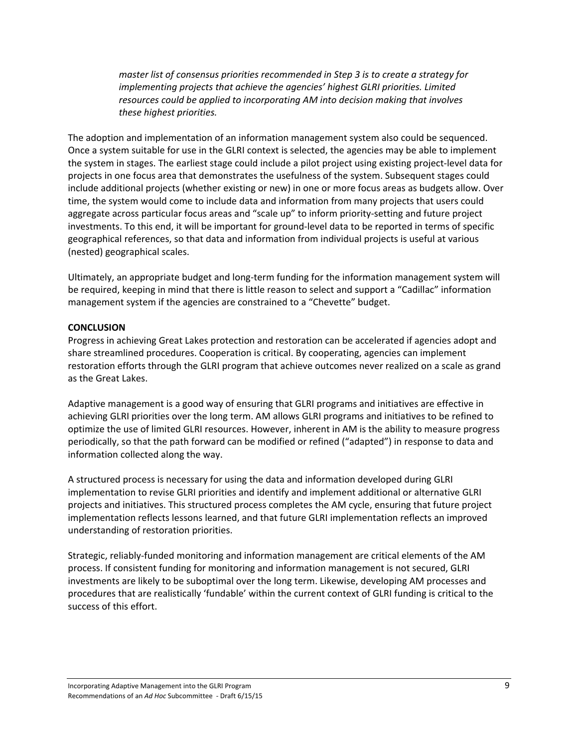*master list of consensus priorities recommended in Step 3 is to create a strategy for implementing projects that achieve the agencies' highest GLRI priorities. Limited resources could be applied to incorporating AM into decision making that involves these highest priorities.*

The adoption and implementation of an information management system also could be sequenced. Once a system suitable for use in the GLRI context is selected, the agencies may be able to implement the system in stages. The earliest stage could include a pilot project using existing project-level data for projects in one focus area that demonstrates the usefulness of the system. Subsequent stages could include additional projects (whether existing or new) in one or more focus areas as budgets allow. Over time, the system would come to include data and information from many projects that users could aggregate across particular focus areas and "scale up" to inform priority-setting and future project investments. To this end, it will be important for ground-level data to be reported in terms of specific geographical references, so that data and information from individual projects is useful at various (nested) geographical scales.

Ultimately, an appropriate budget and long-term funding for the information management system will be required, keeping in mind that there is little reason to select and support a "Cadillac" information management system if the agencies are constrained to a "Chevette" budget.

**CONCLUSION**

Progress in achieving Great Lakes protection and restoration can be accelerated if agencies adopt and share streamlined procedures. Cooperation is critical. By cooperating, agencies can implement restoration efforts through the GLRI program that achieve outcomes never realized on a scale as grand as the Great Lakes.

Adaptive management is a good way of ensuring that GLRI programs and initiatives are effective in achieving GLRI priorities over the long term. AM allows GLRI programs and initiatives to be refined to optimize the use of limited GLRI resources. However, inherent in AM is the ability to measure progress periodically, so that the path forward can be modified or refined ("adapted") in response to data and information collected along the way.

A structured process is necessary for using the data and information developed during GLRI implementation to revise GLRI priorities and identify and implement additional or alternative GLRI projects and initiatives. This structured process completes the AM cycle, ensuring that future project implementation reflects lessons learned, and that future GLRI implementation reflects an improved understanding of restoration priorities.

Strategic, reliably-funded monitoring and information management are critical elements of the AM process. If consistent funding for monitoring and information management is not secured, GLRI investments are likely to be suboptimal over the long term. Likewise, developing AM processes and procedures that are realistically 'fundable' within the current context of GLRI funding is critical to the success of this effort.